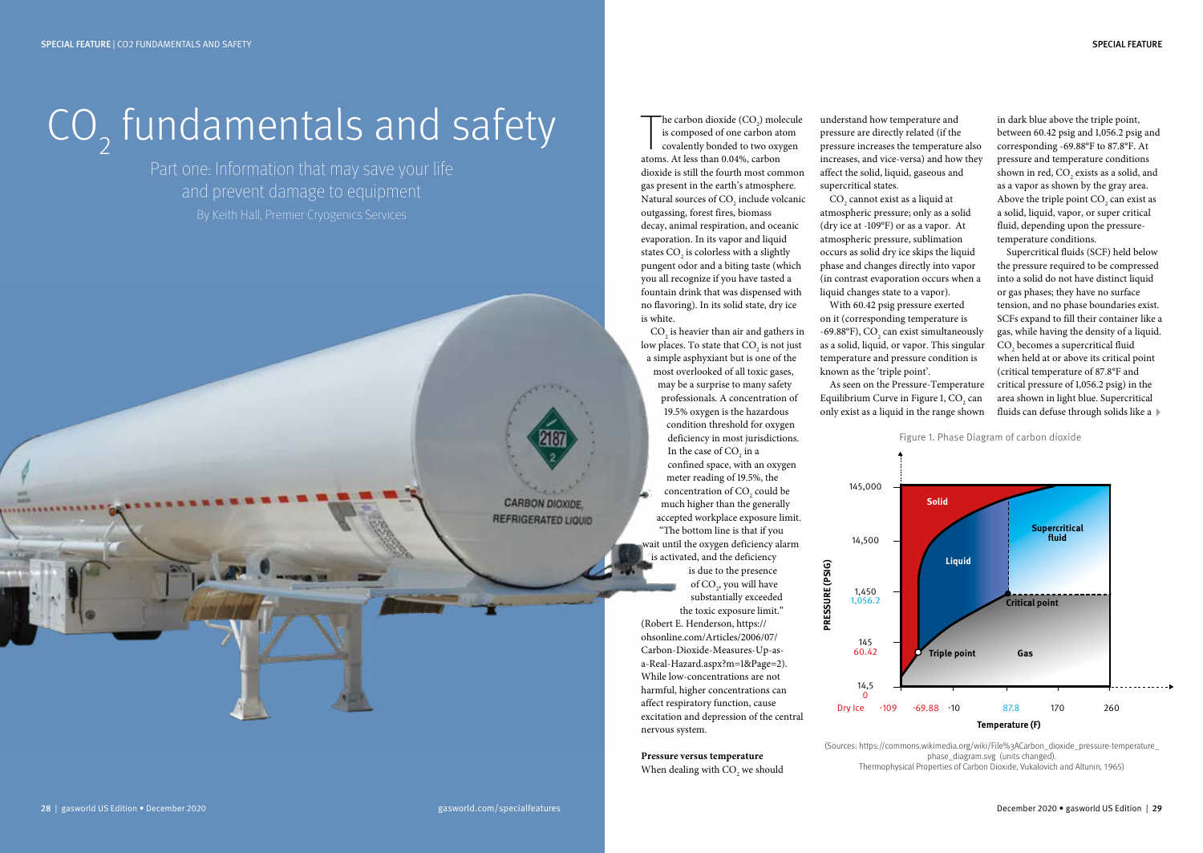# $CO_2$ fundamentals and safety

Part one: Information that may save your life and prevent damage to equipment

By Keith Hall, Premier Cryogenics Services

The carbon dioxide ($CO_2$) molecule is composed of one carbon atom covalently bonded to two oxygen atoms. At less than 0.04%, carbon dioxide is still the fourth most common gas present in the earth's atmosphere. Natural sources of $CO_2$ include volcanic outgassing, forest fires, biomass decay, animal respiration, and oceanic evaporation. In its vapor and liquid states $CO_2$ is colorless with a slightly pungent odor and a biting taste (which you all recognize if you have tasted a fountain drink that was dispensed with no flavoring). In its solid state, dry ice is white.

$CO_2$ is heavier than air and gathers in low places. To state that $CO_2$ is not just a simple asphyxiant but is one of the most overlooked of all toxic gases, may be a surprise to many safety professionals. A concentration of 19.5% oxygen is the hazardous condition threshold for oxygen deficiency in most jurisdictions. In the case of $CO_2$ in a confined space, with an oxygen meter reading of 19.5%, the concentration of $CO_2$ could be much higher than the generally accepted workplace exposure limit. "The bottom line is that if you wait until the oxygen deficiency alarm is activated, and the deficiency is due to the presence of $CO_2$, you will have substantially exceeded the toxic exposure limit." (Robert E. Henderson, https://ohsonline.com/Articles/2006/07/Carbon-Dioxide-Measures-Up-as-a-Real-Hazard.aspx?m=1&Page=2). While low-concentrations are not harmful, higher concentrations can affect respiratory function, cause excitation and depression of the central nervous system.

**Pressure versus temperature**

When dealing with $CO_2$ we should understand how temperature and pressure are directly related (if the pressure increases the temperature also increases, and vice-versa) and how they affect the solid, liquid, gaseous and supercritical states.

$CO_2$ cannot exist as a liquid at atmospheric pressure; only as a solid (dry ice at -109°F) or as a vapor. At atmospheric pressure, sublimation occurs as solid dry ice skips the liquid phase and changes directly into vapor (in contrast evaporation occurs when a liquid changes state to a vapor).

With 60.42 psig pressure exerted on it (corresponding temperature is -69.88°F), $CO_2$ can exist simultaneously as a solid, liquid, or vapor. This singular temperature and pressure condition is known as the 'triple point'.

As seen on the Pressure-Temperature Equilibrium Curve in Figure 1, $CO_2$ can only exist as a liquid in the range shown in dark blue above the triple point, between 60.42 psig and 1,056.2 psig and corresponding -69.88°F to 87.8°F. At pressure and temperature conditions shown in red, $CO_2$ exists as a solid, and as a vapor as shown by the gray area. Above the triple point $CO_2$ can exist as a solid, liquid, vapor, or super critical fluid, depending upon the pressure-temperature conditions.

Supercritical fluids (SCF) held below the pressure required to be compressed into a solid do not have distinct liquid or gas phases; they have no surface tension, and no phase boundaries exist. SCFs expand to fill their container like a gas, while having the density of a liquid. $CO_2$ becomes a supercritical fluid when held at or above its critical point (critical temperature of 87.8°F and critical pressure of 1,056.2 psig) in the area shown in light blue. Supercritical fluids can defuse through solids like a

Figure 1. Phase Diagram of carbon dioxide

(Sources: https://commons.wikimedia.org/wiki/File%3ACarbon_dioxide_pressure-temperature_phase_diagram.svg (units changed). Thermophysical Properties of Carbon Dioxide, Vukalovich and Altunin, 1965)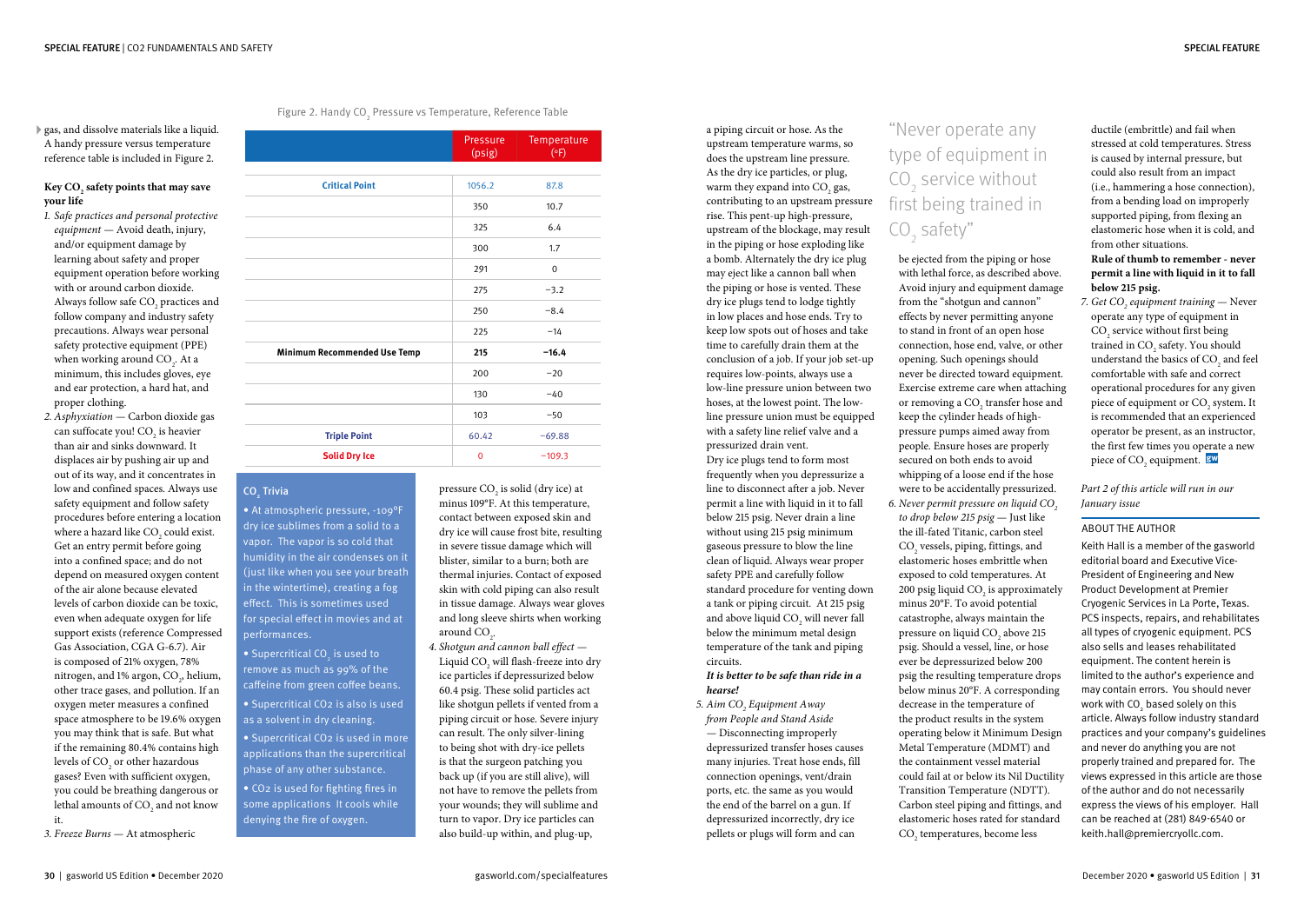gas, and dissolve materials like a liquid. A handy pressure versus temperature reference table is included in Figure 2.

Figure 2. Handy $CO_2$ Pressure vs Temperature, Reference Table

| | Pressure (psig) | Temperature (°F) |
|---|---|---|
| **Critical Point** | 1056.2 | 87.8 |
| | 350 | 10.7 |
| | 325 | 6.4 |
| | 300 | 1.7 |
| | 291 | 0 |
| | 275 | −3.2 |
| | 250 | −8.4 |
| | 225 | −14 |
| **Minimum Recommended Use Temp** | **215** | **−16.4** |
| | 200 | −20 |
| | 130 | −40 |
| | 103 | −50 |
| **Triple Point** | 60.42 | −69.88 |
| **Solid Dry Ice** | 0 | −109.3 |

### Key $CO_2$ safety points that may save your life

1. *Safe practices and personal protective equipment* — Avoid death, injury, and/or equipment damage by learning about safety and proper equipment operation before working with or around carbon dioxide. Always follow safe $CO_2$ practices and follow company and industry safety precautions. Always wear personal safety protective equipment (PPE) when working around $CO_2$. At a minimum, this includes gloves, eye and ear protection, a hard hat, and proper clothing.
2. *Asphyxiation* — Carbon dioxide gas can suffocate you! $CO_2$ is heavier than air and sinks downward. It displaces air by pushing air up and out of its way, and it concentrates in low and confined spaces. Always use safety equipment and follow safety procedures before entering a location where a hazard like $CO_2$ could exist. Get an entry permit before going into a confined space; and do not depend on measured oxygen content of the air alone because elevated levels of carbon dioxide can be toxic, even when adequate oxygen for life support exists (reference Compressed Gas Association, CGA G-6.7). Air is composed of 21% oxygen, 78% nitrogen, and 1% argon, $CO_2$, helium, other trace gases, and pollution. If an oxygen meter measures a confined space atmosphere to be 19.6% oxygen you may think that is safe. But what if the remaining 80.4% contains high levels of $CO_2$ or other hazardous gases? Even with sufficient oxygen, you could be breathing dangerous or lethal amounts of $CO_2$ and not know it.
3. *Freeze Burns* — At atmospheric pressure $CO_2$ is solid (dry ice) at minus 109°F. At this temperature, contact between exposed skin and dry ice will cause frost bite, resulting in severe tissue damage which will blister, similar to a burn; both are thermal injuries. Contact of exposed skin with cold piping can also result in tissue damage. Always wear gloves and long sleeve shirts when working around $CO_2$.
4. *Shotgun and cannon ball effect* — Liquid $CO_2$ will flash-freeze into dry ice particles if depressurized below 60.4 psig. These solid particles act like shotgun pellets if vented from a piping circuit or hose. Severe injury can result. The only silver-lining to being shot with dry-ice pellets is that the surgeon patching you back up (if you are still alive), will not have to remove the pellets from your wounds; they will sublime and turn to vapor. Dry ice particles can also build-up within, and plug-up, a piping circuit or hose. As the upstream temperature warms, so does the upstream line pressure. As the dry ice particles, or plug, warm they expand into $CO_2$ gas, contributing to an upstream pressure rise. This pent-up high-pressure, upstream of the blockage, may result in the piping or hose exploding like a bomb. Alternately the dry ice plug may eject like a cannon ball when the piping or hose is vented. These dry ice plugs tend to lodge tightly in low places and hose ends. Try to keep low spots out of hoses and take time to carefully drain them at the conclusion of a job. If your job set-up requires low-points, always use a low-line pressure union between two hoses, at the lowest point. The low-line pressure union must be equipped with a safety line relief valve and a pressurized drain vent.
   Dry ice plugs tend to form most frequently when you depressurize a line to disconnect after a job. Never permit a line with liquid in it to fall below 215 psig. Never drain a line without using 215 psig minimum gaseous pressure to blow the line clean of liquid. Always wear proper safety PPE and carefully follow standard procedure for venting down a tank or piping circuit. At 215 psig and above liquid $CO_2$ will never fall below the minimum metal design temperature of the tank and piping circuits.
   ***It is better to be safe than ride in a hearse!***
5. *Aim $CO_2$ Equipment Away from People and Stand Aside* — Disconnecting improperly depressurized transfer hoses causes many injuries. Treat hose ends, fill connection openings, vent/drain ports, etc. the same as you would the end of the barrel on a gun. If depressurized incorrectly, dry ice pellets or plugs will form and can be ejected from the piping or hose with lethal force, as described above. Avoid injury and equipment damage from the "shotgun and cannon" effects by never permitting anyone to stand in front of an open hose connection, hose end, valve, or other opening. Such openings should never be directed toward equipment. Exercise extreme care when attaching or removing a $CO_2$ transfer hose and keep the cylinder heads of high-pressure pumps aimed away from people. Ensure hoses are properly secured on both ends to avoid whipping of a loose end if the hose were to be accidentally pressurized.
6. *Never permit pressure on liquid $CO_2$ to drop below 215 psig* — Just like the ill-fated Titanic, carbon steel $CO_2$ vessels, piping, fittings, and elastomeric hoses embrittle when exposed to cold temperatures. At 200 psig liquid $CO_2$ is approximately minus 20°F. To avoid potential catastrophe, always maintain the pressure on liquid $CO_2$ above 215 psig. Should a vessel, line, or hose ever be depressurized below 200 psig the resulting temperature drops below minus 20°F. A corresponding decrease in the temperature of the product results in the system operating below it Minimum Design Metal Temperature (MDMT) and the containment vessel material could fail at or below its Nil Ductility Transition Temperature (NDTT). Carbon steel piping and fittings, and elastomeric hoses rated for standard $CO_2$ temperatures, become less ductile (embrittle) and fail when stressed at cold temperatures. Stress is caused by internal pressure, but could also result from an impact (i.e., hammering a hose connection), from a bending load on improperly supported piping, from flexing an elastomeric hose when it is cold, and from other situations.
   **Rule of thumb to remember - never permit a line with liquid in it to fall below 215 psig.**
7. *Get $CO_2$ equipment training* — Never operate any type of equipment in $CO_2$ service without first being trained in $CO_2$ safety. You should understand the basics of $CO_2$ and feel comfortable with safe and correct operational procedures for any given piece of equipment or $CO_2$ system. It is recommended that an experienced operator be present, as an instructor, the first few times you operate a new piece of $CO_2$ equipment.

"Never operate any type of equipment in $CO_2$ service without first being trained in $CO_2$ safety"

#### $CO_2$ Trivia

- At atmospheric pressure, -109°F dry ice sublimes from a solid to a vapor. The vapor is so cold that humidity in the air condenses on it (just like when you see your breath in the wintertime), creating a fog effect. This is sometimes used for special effect in movies and at performances.
- Supercritical $CO_2$ is used to remove as much as 99% of the caffeine from green coffee beans.
- Supercritical $CO_2$ is also is used as a solvent in dry cleaning.
- Supercritical $CO_2$ is used in more applications than the supercritical phase of any other substance.
- $CO_2$ is used for fighting fires in some applications It cools while denying the fire of oxygen.

*Part 2 of this article will run in our January issue*

### ABOUT THE AUTHOR

Keith Hall is a member of the gasworld editorial board and Executive Vice-President of Engineering and New Product Development at Premier Cryogenic Services in La Porte, Texas. PCS inspects, repairs, and rehabilitates all types of cryogenic equipment. PCS also sells and leases rehabilitated equipment. The content herein is limited to the author's experience and may contain errors. You should never work with $CO_2$ based solely on this article. Always follow industry standard practices and your company's guidelines and never do anything you are not properly trained and prepared for. The views expressed in this article are those of the author and do not necessarily express the views of his employer. Hall can be reached at (281) 849-6540 or keith.hall@premiercryollc.com.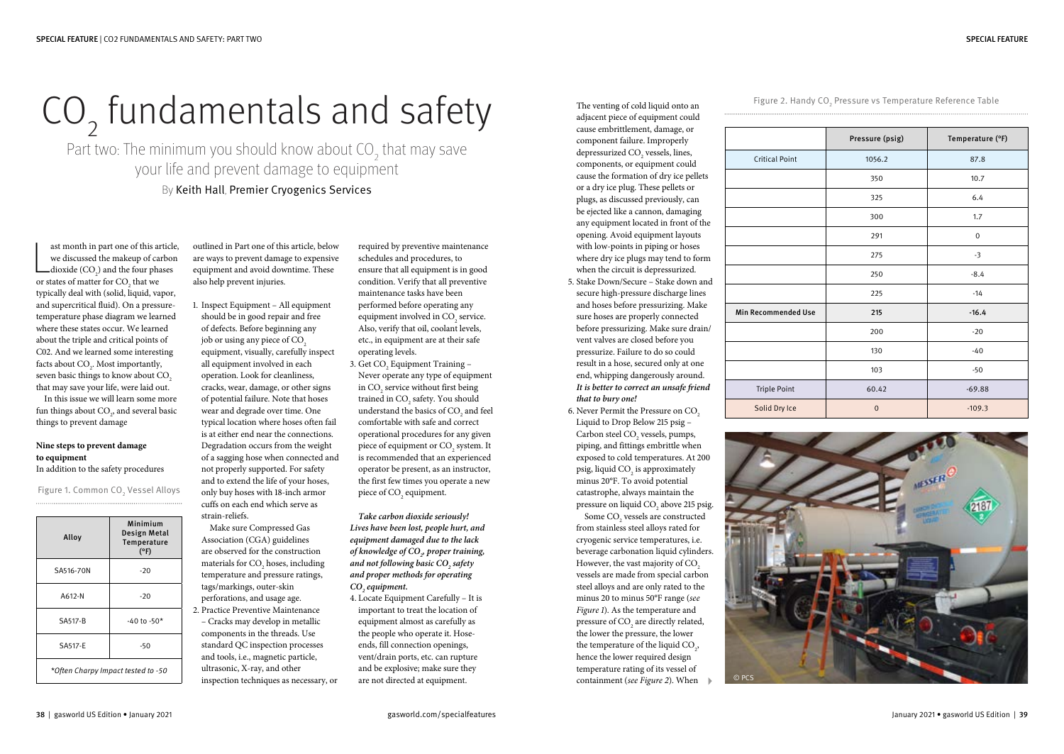# $CO_2$ fundamentals and safety

Part two: The minimum you should know about $CO_2$ that may save your life and prevent damage to equipment

By Keith Hall, Premier Cryogenics Services

Last month in part one of this article, we discussed the makeup of carbon dioxide ($CO_2$) and the four phases or states of matter for $CO_2$ that we typically deal with (solid, liquid, vapor, and supercritical fluid). On a pressure-temperature phase diagram we learned where these states occur. We learned about the triple and critical points of C02. And we learned some interesting facts about $CO_2$. Most importantly, seven basic things to know about $CO_2$ that may save your life, were laid out.

In this issue we will learn some more fun things about $CO_2$, and several basic things to prevent damage

**Nine steps to prevent damage to equipment**

In addition to the safety procedures outlined in Part one of this article, below are ways to prevent damage to expensive equipment and avoid downtime. These also help prevent injuries.

Figure 1. Common $CO_2$ Vessel Alloys

| Alloy | Minimum Design Metal Temperature (°F) |
|---|---|
| SA516-70N | -20 |
| A612-N | -20 |
| SA517-B | -40 to -50* |
| SA517-E | -50 |
| *Often Charpy Impact tested to -50 | |

1. Inspect Equipment – All equipment should be in good repair and free of defects. Before beginning any job or using any piece of $CO_2$ equipment, visually, carefully inspect all equipment involved in each operation. Look for cleanliness, cracks, wear, damage, or other signs of potential failure. Note that hoses wear and degrade over time. One typical location where hoses often fail is at either end near the connections. Degradation occurs from the weight of a sagging hose when connected and not properly supported. For safety and to extend the life of your hoses, only buy hoses with 18-inch armor cuffs on each end which serve as strain-reliefs.

   Make sure Compressed Gas Association (CGA) guidelines are observed for the construction materials for $CO_2$ hoses, including temperature and pressure ratings, tags/markings, outer-skin perforations, and usage age.

2. Practice Preventive Maintenance – Cracks may develop in metallic components in the threads. Use standard QC inspection processes and tools, i.e., magnetic particle, ultrasonic, X-ray, and other inspection techniques as necessary, or required by preventive maintenance schedules and procedures, to ensure that all equipment is in good condition. Verify that all preventive maintenance tasks have been performed before operating any equipment involved in $CO_2$ service. Also, verify that oil, coolant levels, etc., in equipment are at their safe operating levels.

3. Get $CO_2$ Equipment Training – Never operate any type of equipment in $CO_2$ service without first being trained in $CO_2$ safety. You should understand the basics of $CO_2$ and feel comfortable with safe and correct operational procedures for any given piece of equipment or $CO_2$ system. It is recommended that an experienced operator be present, as an instructor, the first few times you operate a new piece of $CO_2$ equipment.

***Take carbon dioxide seriously! Lives have been lost, people hurt, and equipment damaged due to the lack of knowledge of $CO_2$, proper training, and not following basic $CO_2$ safety and proper methods for operating $CO_2$ equipment.***

4. Locate Equipment Carefully – It is important to treat the location of equipment almost as carefully as the people who operate it. Hose-ends, fill connection openings, vent/drain ports, etc. can rupture and be explosive; make sure they are not directed at equipment.

   The venting of cold liquid onto an adjacent piece of equipment could cause embrittlement, damage, or component failure. Improperly depressurized $CO_2$ vessels, lines, components, or equipment could cause the formation of dry ice pellets or a dry ice plug. These pellets or plugs, as discussed previously, can be ejected like a cannon, damaging any equipment located in front of the opening. Avoid equipment layouts with low-points in piping or hoses where dry ice plugs may tend to form when the circuit is depressurized.

5. Stake Down/Secure – Stake down and secure high-pressure discharge lines and hoses before pressurizing. Make sure hoses are properly connected before pressurizing. Make sure drain/vent valves are closed before you pressurize. Failure to do so could result in a hose, secured only at one end, whipping dangerously around. ***It is better to correct an unsafe friend that to bury one!***

6. Never Permit the Pressure on $CO_2$ Liquid to Drop Below 215 psig – Carbon steel $CO_2$ vessels, pumps, piping, and fittings embrittle when exposed to cold temperatures. At 200 psig, liquid $CO_2$ is approximately minus 20°F. To avoid potential catastrophe, always maintain the pressure on liquid $CO_2$ above 215 psig.

   Some $CO_2$ vessels are constructed from stainless steel alloys rated for cryogenic service temperatures, i.e. beverage carbonation liquid cylinders. However, the vast majority of $CO_2$ vessels are made from special carbon steel alloys and are only rated to the minus 20 to minus 50°F range (*see Figure 1*). As the temperature and pressure of $CO_2$ are directly related, the lower the pressure, the lower the temperature of the liquid $CO_2$, hence the lower required design temperature rating of its vessel of containment (*see Figure 2*). When

Figure 2. Handy $CO_2$ Pressure vs Temperature Reference Table

| | Pressure (psig) | Temperature (°F) |
|---|---|---|
| Critical Point | 1056.2 | 87.8 |
| | 350 | 10.7 |
| | 325 | 6.4 |
| | 300 | 1.7 |
| | 291 | 0 |
| | 275 | -3 |
| | 250 | -8.4 |
| | 225 | -14 |
| Min Recommended Use | 215 | -16.4 |
| | 200 | -20 |
| | 130 | -40 |
| | 103 | -50 |
| Triple Point | 60.42 | -69.88 |
| Solid Dry Ice | 0 | -109.3 |

© PCS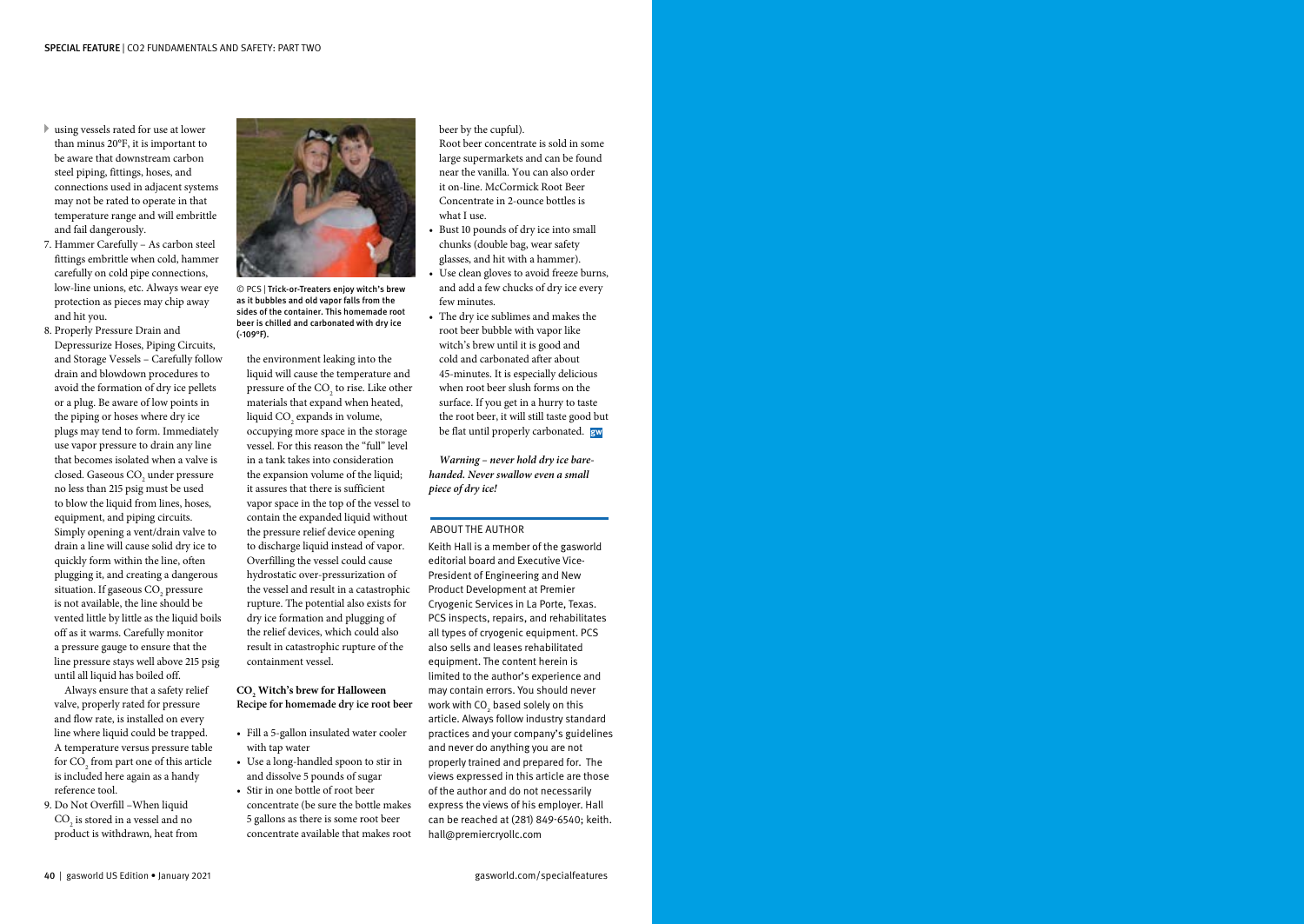using vessels rated for use at lower than minus 20°F, it is important to be aware that downstream carbon steel piping, fittings, hoses, and connections used in adjacent systems may not be rated to operate in that temperature range and will embrittle and fail dangerously.

7. Hammer Carefully – As carbon steel fittings embrittle when cold, hammer carefully on cold pipe connections, low-line unions, etc. Always wear eye protection as pieces may chip away and hit you.
8. Properly Pressure Drain and Depressurize Hoses, Piping Circuits, and Storage Vessels – Carefully follow drain and blowdown procedures to avoid the formation of dry ice pellets or a plug. Be aware of low points in the piping or hoses where dry ice plugs may tend to form. Immediately use vapor pressure to drain any line that becomes isolated when a valve is closed. Gaseous $CO_2$ under pressure no less than 215 psig must be used to blow the liquid from lines, hoses, equipment, and piping circuits. Simply opening a vent/drain valve to drain a line will cause solid dry ice to quickly form within the line, often plugging it, and creating a dangerous situation. If gaseous $CO_2$ pressure is not available, the line should be vented little by little as the liquid boils off as it warms. Carefully monitor a pressure gauge to ensure that the line pressure stays well above 215 psig until all liquid has boiled off.

   Always ensure that a safety relief valve, properly rated for pressure and flow rate, is installed on every line where liquid could be trapped. A temperature versus pressure table for $CO_2$ from part one of this article is included here again as a handy reference tool.
9. Do Not Overfill –When liquid $CO_2$ is stored in a vessel and no product is withdrawn, heat from the environment leaking into the liquid will cause the temperature and pressure of the $CO_2$ to rise. Like other materials that expand when heated, liquid $CO_2$ expands in volume, occupying more space in the storage vessel. For this reason the "full" level in a tank takes into consideration the expansion volume of the liquid; it assures that there is sufficient vapor space in the top of the vessel to contain the expanded liquid without the pressure relief device opening to discharge liquid instead of vapor. Overfilling the vessel could cause hydrostatic over-pressurization of the vessel and result in a catastrophic rupture. The potential also exists for dry ice formation and plugging of the relief devices, which could also result in catastrophic rupture of the containment vessel.

© PCS | Trick-or-Treaters enjoy witch's brew as it bubbles and old vapor falls from the sides of the container. This homemade root beer is chilled and carbonated with dry ice (-109°F).

### $CO_2$ Witch's brew for Halloween
### Recipe for homemade dry ice root beer

- Fill a 5-gallon insulated water cooler with tap water
- Use a long-handled spoon to stir in and dissolve 5 pounds of sugar
- Stir in one bottle of root beer concentrate (be sure the bottle makes 5 gallons as there is some root beer concentrate available that makes root beer by the cupful).

  Root beer concentrate is sold in some large supermarkets and can be found near the vanilla. You can also order it on-line. McCormick Root Beer Concentrate in 2-ounce bottles is what I use.
- Bust 10 pounds of dry ice into small chunks (double bag, wear safety glasses, and hit with a hammer).
- Use clean gloves to avoid freeze burns, and add a few chucks of dry ice every few minutes.
- The dry ice sublimes and makes the root beer bubble with vapor like witch's brew until it is good and cold and carbonated after about 45-minutes. It is especially delicious when root beer slush forms on the surface. If you get in a hurry to taste the root beer, it will still taste good but be flat until properly carbonated.

***Warning – never hold dry ice bare-handed. Never swallow even a small piece of dry ice!***

### ABOUT THE AUTHOR

Keith Hall is a member of the gasworld editorial board and Executive Vice-President of Engineering and New Product Development at Premier Cryogenic Services in La Porte, Texas. PCS inspects, repairs, and rehabilitates all types of cryogenic equipment. PCS also sells and leases rehabilitated equipment. The content herein is limited to the author's experience and may contain errors. You should never work with $CO_2$ based solely on this article. Always follow industry standard practices and your company's guidelines and never do anything you are not properly trained and prepared for. The views expressed in this article are those of the author and do not necessarily express the views of his employer. Hall can be reached at (281) 849-6540; keith.hall@premiercryollc.com